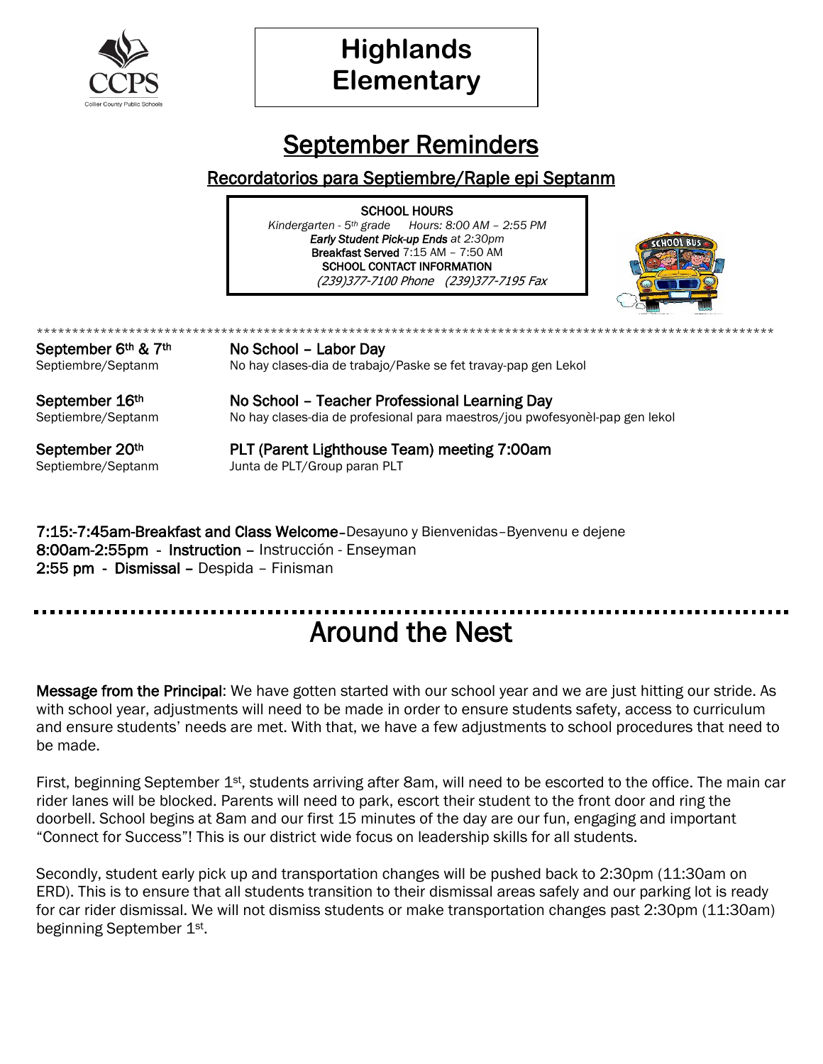# Highlands Elementary

## September Reminders

### Recordatorios para Septiembre/Raple epi Septanm

**SCHOOL HOURS**

*Kindergarten - 5th grade Hours: 8:00 AM – 2:55 PM*

***Early Student Pick-up Ends** at 2:30pm*

**Breakfast Served** 7:15 AM – 7:50 AM

**SCHOOL CONTACT INFORMATION**

*(239)377-7100 Phone (239)377-7195 Fax*

****************************************************************************************************************

**September 6th & 7th** — **No School – Labor Day**
Septiembre/Septanm — No hay clases-dia de trabajo/Paske se fet travay-pap gen Lekol

**September 16th** — **No School – Teacher Professional Learning Day**
Septiembre/Septanm — No hay clases-dia de profesional para maestros/jou pwofesyonèl-pap gen lekol

**September 20th** — **PLT (Parent Lighthouse Team) meeting 7:00am**
Septiembre/Septanm — Junta de PLT/Group paran PLT

**7:15:-7:45am-Breakfast and Class Welcome**–Desayuno y Bienvenidas–Byenvenu e dejene
**8:00am-2:55pm - Instruction –** Instrucción - Enseyman
**2:55 pm - Dismissal –** Despida – Finisman

## Around the Nest

**Message from the Principal**: We have gotten started with our school year and we are just hitting our stride. As with school year, adjustments will need to be made in order to ensure students safety, access to curriculum and ensure students' needs are met. With that, we have a few adjustments to school procedures that need to be made.

First, beginning September 1st, students arriving after 8am, will need to be escorted to the office. The main car rider lanes will be blocked. Parents will need to park, escort their student to the front door and ring the doorbell. School begins at 8am and our first 15 minutes of the day are our fun, engaging and important "Connect for Success"! This is our district wide focus on leadership skills for all students.

Secondly, student early pick up and transportation changes will be pushed back to 2:30pm (11:30am on ERD). This is to ensure that all students transition to their dismissal areas safely and our parking lot is ready for car rider dismissal. We will not dismiss students or make transportation changes past 2:30pm (11:30am) beginning September 1st.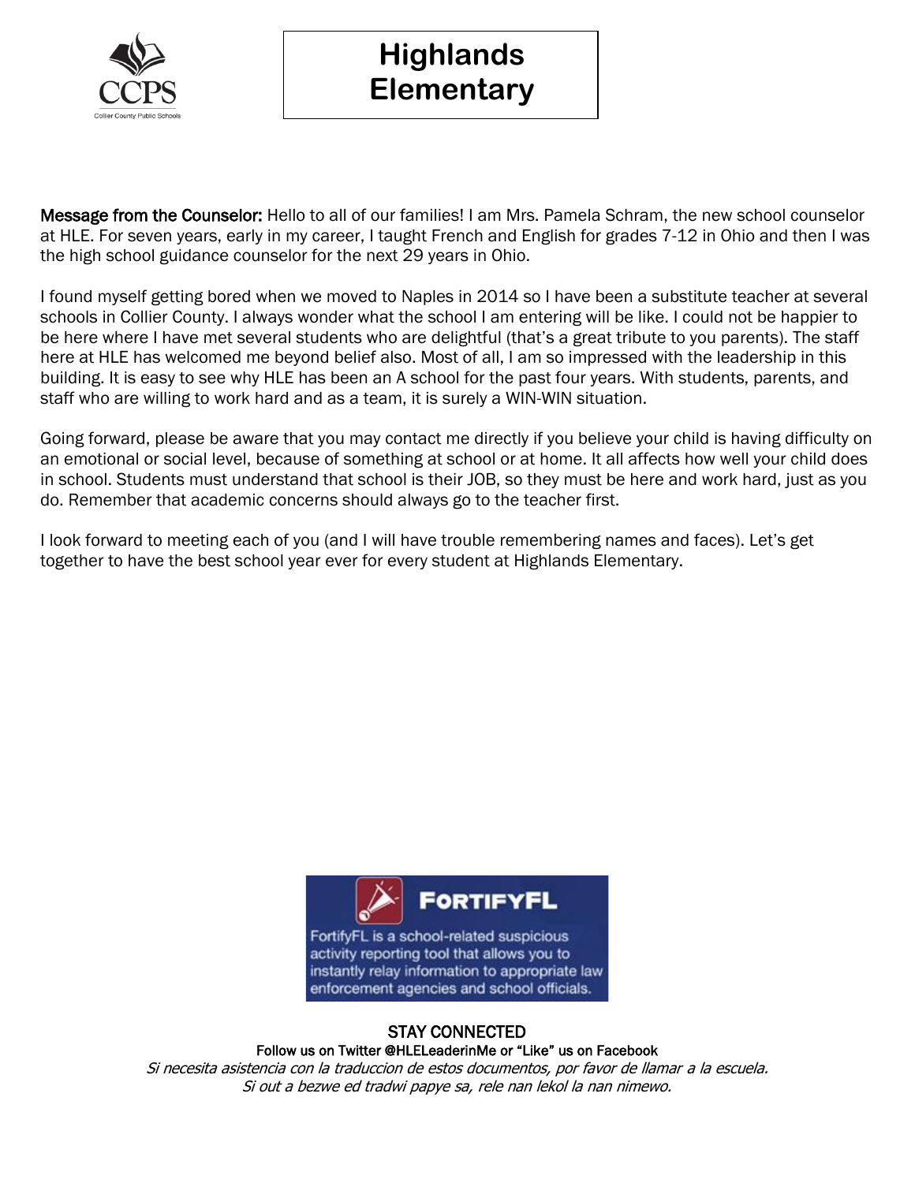# Highlands Elementary

**Message from the Counselor:** Hello to all of our families! I am Mrs. Pamela Schram, the new school counselor at HLE. For seven years, early in my career, I taught French and English for grades 7-12 in Ohio and then I was the high school guidance counselor for the next 29 years in Ohio.

I found myself getting bored when we moved to Naples in 2014 so I have been a substitute teacher at several schools in Collier County. I always wonder what the school I am entering will be like. I could not be happier to be here where I have met several students who are delightful (that's a great tribute to you parents). The staff here at HLE has welcomed me beyond belief also. Most of all, I am so impressed with the leadership in this building. It is easy to see why HLE has been an A school for the past four years. With students, parents, and staff who are willing to work hard and as a team, it is surely a WIN-WIN situation.

Going forward, please be aware that you may contact me directly if you believe your child is having difficulty on an emotional or social level, because of something at school or at home. It all affects how well your child does in school. Students must understand that school is their JOB, so they must be here and work hard, just as you do. Remember that academic concerns should always go to the teacher first.

I look forward to meeting each of you (and I will have trouble remembering names and faces). Let's get together to have the best school year ever for every student at Highlands Elementary.

**FORTIFYFL**

FortifyFL is a school-related suspicious activity reporting tool that allows you to instantly relay information to appropriate law enforcement agencies and school officials.

STAY CONNECTED

Follow us on Twitter @HLELeaderinMe or "Like" us on Facebook

*Si necesita asistencia con la traduccion de estos documentos, por favor de llamar a la escuela.*

*Si out a bezwe ed tradwi papye sa, rele nan lekol la nan nimewo.*